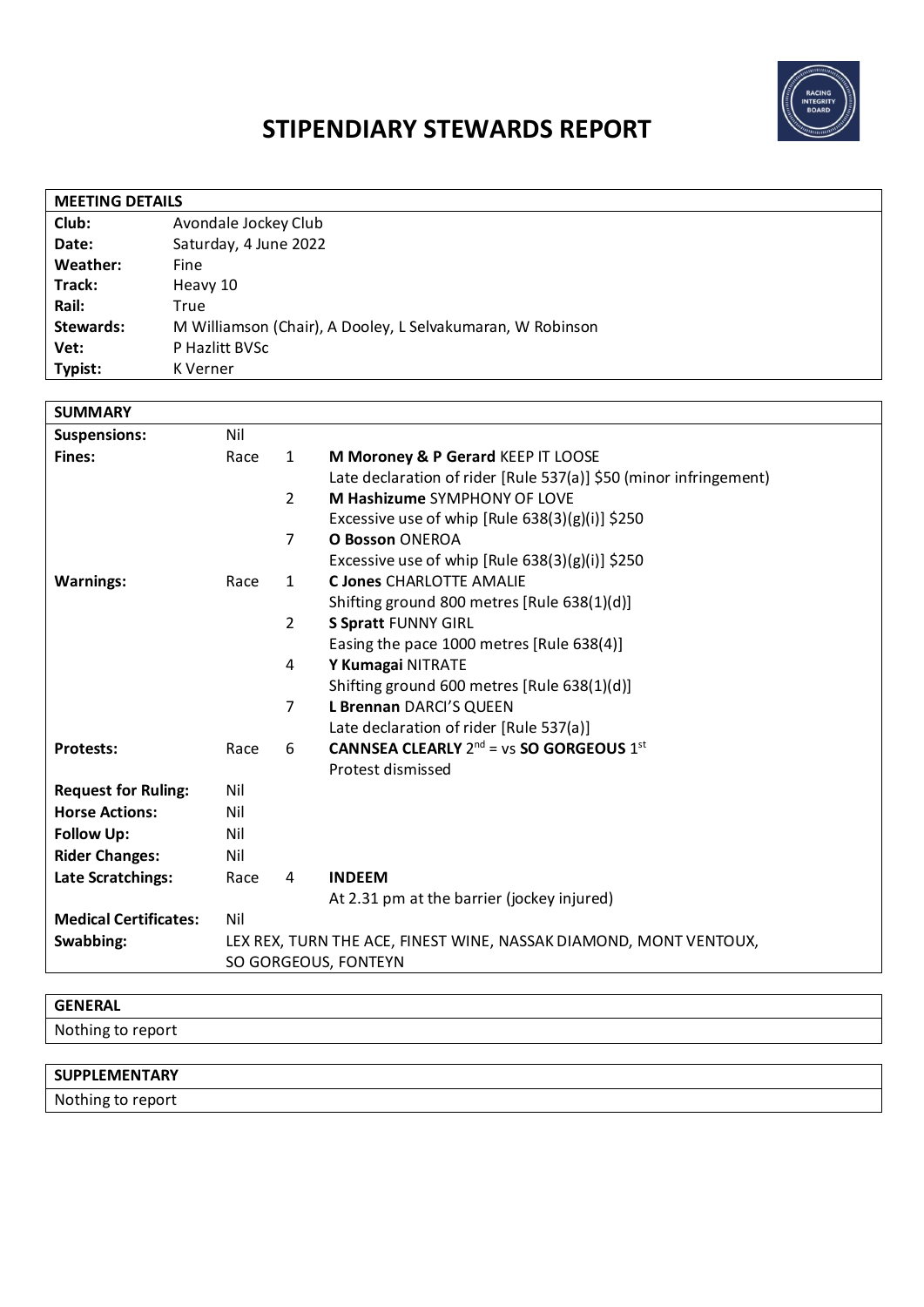# STIPENDIARY STEWARDS REPORT

| MEETING DETAILS | |
|---|---|
| **Club:** | Avondale Jockey Club |
| **Date:** | Saturday, 4 June 2022 |
| **Weather:** | Fine |
| **Track:** | Heavy 10 |
| **Rail:** | True |
| **Stewards:** | M Williamson (Chair), A Dooley, L Selvakumaran, W Robinson |
| **Vet:** | P Hazlitt BVSc |
| **Typist:** | K Verner |

| SUMMARY | | | |
|---|---|---|---|
| **Suspensions:** | Nil | | |
| **Fines:** | Race | 1 | **M Moroney & P Gerard** KEEP IT LOOSE<br>Late declaration of rider [Rule 537(a)] $50 (minor infringement) |
| | | 2 | **M Hashizume** SYMPHONY OF LOVE<br>Excessive use of whip [Rule 638(3)(g)(i)] $250 |
| | | 7 | **O Bosson** ONEROA<br>Excessive use of whip [Rule 638(3)(g)(i)] $250 |
| **Warnings:** | Race | 1 | **C Jones** CHARLOTTE AMALIE<br>Shifting ground 800 metres [Rule 638(1)(d)] |
| | | 2 | **S Spratt** FUNNY GIRL<br>Easing the pace 1000 metres [Rule 638(4)] |
| | | 4 | **Y Kumagai** NITRATE<br>Shifting ground 600 metres [Rule 638(1)(d)] |
| | | 7 | **L Brennan** DARCI'S QUEEN<br>Late declaration of rider [Rule 537(a)] |
| **Protests:** | Race | 6 | **CANNSEA CLEARLY** 2nd = vs **SO GORGEOUS** 1st<br>Protest dismissed |
| **Request for Ruling:** | Nil | | |
| **Horse Actions:** | Nil | | |
| **Follow Up:** | Nil | | |
| **Rider Changes:** | Nil | | |
| **Late Scratchings:** | Race | 4 | **INDEEM**<br>At 2.31 pm at the barrier (jockey injured) |
| **Medical Certificates:** | Nil | | |
| **Swabbing:** | LEX REX, TURN THE ACE, FINEST WINE, NASSAK DIAMOND, MONT VENTOUX, SO GORGEOUS, FONTEYN | | |

| GENERAL |
|---|
| Nothing to report |

| SUPPLEMENTARY |
|---|
| Nothing to report |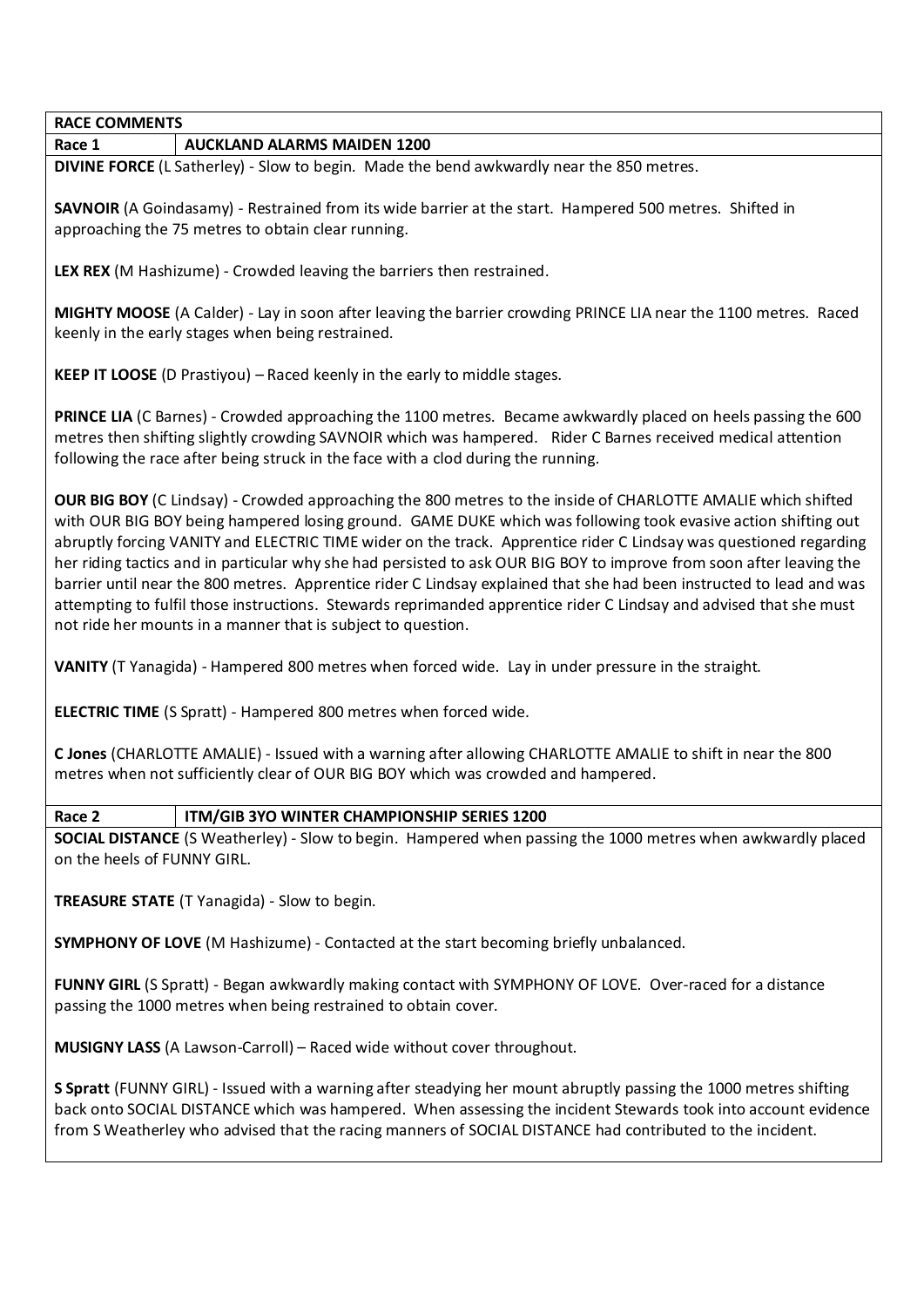**RACE COMMENTS**

| Race 1 | AUCKLAND ALARMS MAIDEN 1200 |
| --- | --- |

**DIVINE FORCE** (L Satherley) - Slow to begin. Made the bend awkwardly near the 850 metres.

**SAVNOIR** (A Goindasamy) - Restrained from its wide barrier at the start. Hampered 500 metres. Shifted in approaching the 75 metres to obtain clear running.

**LEX REX** (M Hashizume) - Crowded leaving the barriers then restrained.

**MIGHTY MOOSE** (A Calder) - Lay in soon after leaving the barrier crowding PRINCE LIA near the 1100 metres. Raced keenly in the early stages when being restrained.

**KEEP IT LOOSE** (D Prastiyou) – Raced keenly in the early to middle stages.

**PRINCE LIA** (C Barnes) - Crowded approaching the 1100 metres. Became awkwardly placed on heels passing the 600 metres then shifting slightly crowding SAVNOIR which was hampered. Rider C Barnes received medical attention following the race after being struck in the face with a clod during the running.

**OUR BIG BOY** (C Lindsay) - Crowded approaching the 800 metres to the inside of CHARLOTTE AMALIE which shifted with OUR BIG BOY being hampered losing ground. GAME DUKE which was following took evasive action shifting out abruptly forcing VANITY and ELECTRIC TIME wider on the track. Apprentice rider C Lindsay was questioned regarding her riding tactics and in particular why she had persisted to ask OUR BIG BOY to improve from soon after leaving the barrier until near the 800 metres. Apprentice rider C Lindsay explained that she had been instructed to lead and was attempting to fulfil those instructions. Stewards reprimanded apprentice rider C Lindsay and advised that she must not ride her mounts in a manner that is subject to question.

**VANITY** (T Yanagida) - Hampered 800 metres when forced wide. Lay in under pressure in the straight.

**ELECTRIC TIME** (S Spratt) - Hampered 800 metres when forced wide.

**C Jones** (CHARLOTTE AMALIE) - Issued with a warning after allowing CHARLOTTE AMALIE to shift in near the 800 metres when not sufficiently clear of OUR BIG BOY which was crowded and hampered.

| Race 2 | ITM/GIB 3YO WINTER CHAMPIONSHIP SERIES 1200 |
| --- | --- |

**SOCIAL DISTANCE** (S Weatherley) - Slow to begin. Hampered when passing the 1000 metres when awkwardly placed on the heels of FUNNY GIRL.

**TREASURE STATE** (T Yanagida) - Slow to begin.

**SYMPHONY OF LOVE** (M Hashizume) - Contacted at the start becoming briefly unbalanced.

**FUNNY GIRL** (S Spratt) - Began awkwardly making contact with SYMPHONY OF LOVE. Over-raced for a distance passing the 1000 metres when being restrained to obtain cover.

**MUSIGNY LASS** (A Lawson-Carroll) – Raced wide without cover throughout.

**S Spratt** (FUNNY GIRL) - Issued with a warning after steadying her mount abruptly passing the 1000 metres shifting back onto SOCIAL DISTANCE which was hampered. When assessing the incident Stewards took into account evidence from S Weatherley who advised that the racing manners of SOCIAL DISTANCE had contributed to the incident.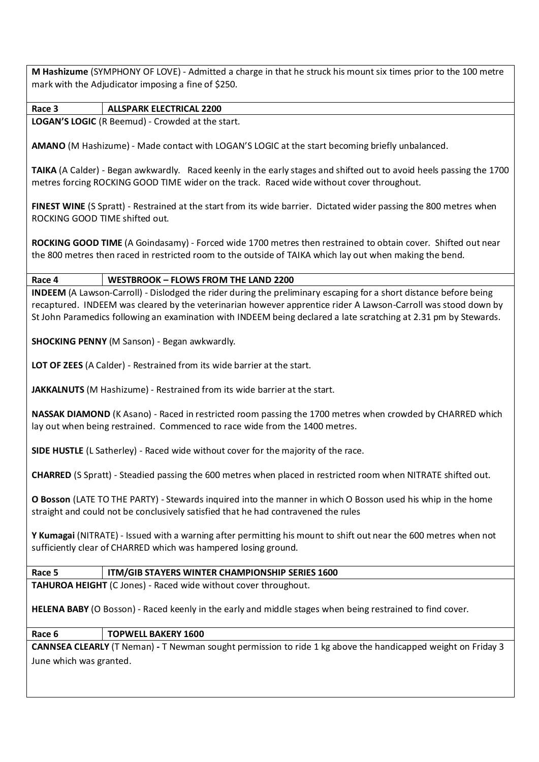**M Hashizume** (SYMPHONY OF LOVE) - Admitted a charge in that he struck his mount six times prior to the 100 metre mark with the Adjudicator imposing a fine of $250.

| **Race 3** | **ALLSPARK ELECTRICAL 2200** |
|---|---|

**LOGAN'S LOGIC** (R Beemud) - Crowded at the start.

**AMANO** (M Hashizume) - Made contact with LOGAN'S LOGIC at the start becoming briefly unbalanced.

**TAIKA** (A Calder) - Began awkwardly. Raced keenly in the early stages and shifted out to avoid heels passing the 1700 metres forcing ROCKING GOOD TIME wider on the track. Raced wide without cover throughout.

**FINEST WINE** (S Spratt) - Restrained at the start from its wide barrier. Dictated wider passing the 800 metres when ROCKING GOOD TIME shifted out.

**ROCKING GOOD TIME** (A Goindasamy) - Forced wide 1700 metres then restrained to obtain cover. Shifted out near the 800 metres then raced in restricted room to the outside of TAIKA which lay out when making the bend.

| **Race 4** | **WESTBROOK – FLOWS FROM THE LAND 2200** |
|---|---|

**INDEEM** (A Lawson-Carroll) - Dislodged the rider during the preliminary escaping for a short distance before being recaptured. INDEEM was cleared by the veterinarian however apprentice rider A Lawson-Carroll was stood down by St John Paramedics following an examination with INDEEM being declared a late scratching at 2.31 pm by Stewards.

**SHOCKING PENNY** (M Sanson) - Began awkwardly.

**LOT OF ZEES** (A Calder) - Restrained from its wide barrier at the start.

**JAKKALNUTS** (M Hashizume) - Restrained from its wide barrier at the start.

**NASSAK DIAMOND** (K Asano) - Raced in restricted room passing the 1700 metres when crowded by CHARRED which lay out when being restrained. Commenced to race wide from the 1400 metres.

**SIDE HUSTLE** (L Satherley) - Raced wide without cover for the majority of the race.

**CHARRED** (S Spratt) - Steadied passing the 600 metres when placed in restricted room when NITRATE shifted out.

**O Bosson** (LATE TO THE PARTY) - Stewards inquired into the manner in which O Bosson used his whip in the home straight and could not be conclusively satisfied that he had contravened the rules

**Y Kumagai** (NITRATE) - Issued with a warning after permitting his mount to shift out near the 600 metres when not sufficiently clear of CHARRED which was hampered losing ground.

| **Race 5** | **ITM/GIB STAYERS WINTER CHAMPIONSHIP SERIES 1600** |
|---|---|

**TAHUROA HEIGHT** (C Jones) - Raced wide without cover throughout.

**HELENA BABY** (O Bosson) - Raced keenly in the early and middle stages when being restrained to find cover.

| **Race 6** | **TOPWELL BAKERY 1600** |
|---|---|

**CANNSEA CLEARLY** (T Neman) **-** T Newman sought permission to ride 1 kg above the handicapped weight on Friday 3 June which was granted.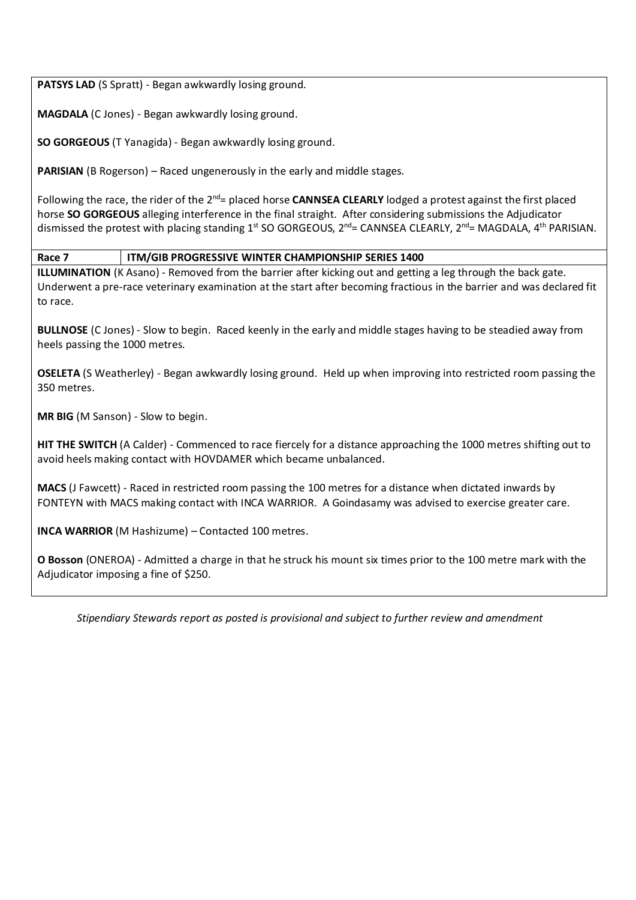**PATSYS LAD** (S Spratt) - Began awkwardly losing ground.

**MAGDALA** (C Jones) - Began awkwardly losing ground.

**SO GORGEOUS** (T Yanagida) - Began awkwardly losing ground.

**PARISIAN** (B Rogerson) – Raced ungenerously in the early and middle stages.

Following the race, the rider of the 2nd= placed horse **CANNSEA CLEARLY** lodged a protest against the first placed horse **SO GORGEOUS** alleging interference in the final straight. After considering submissions the Adjudicator dismissed the protest with placing standing 1st SO GORGEOUS, 2nd= CANNSEA CLEARLY, 2nd= MAGDALA, 4th PARISIAN.

| **Race 7** | **ITM/GIB PROGRESSIVE WINTER CHAMPIONSHIP SERIES 1400** |
|---|---|

**ILLUMINATION** (K Asano) - Removed from the barrier after kicking out and getting a leg through the back gate. Underwent a pre-race veterinary examination at the start after becoming fractious in the barrier and was declared fit to race.

**BULLNOSE** (C Jones) - Slow to begin. Raced keenly in the early and middle stages having to be steadied away from heels passing the 1000 metres.

**OSELETA** (S Weatherley) - Began awkwardly losing ground. Held up when improving into restricted room passing the 350 metres.

**MR BIG** (M Sanson) - Slow to begin.

**HIT THE SWITCH** (A Calder) - Commenced to race fiercely for a distance approaching the 1000 metres shifting out to avoid heels making contact with HOVDAMER which became unbalanced.

**MACS** (J Fawcett) - Raced in restricted room passing the 100 metres for a distance when dictated inwards by FONTEYN with MACS making contact with INCA WARRIOR. A Goindasamy was advised to exercise greater care.

**INCA WARRIOR** (M Hashizume) – Contacted 100 metres.

**O Bosson** (ONEROA) - Admitted a charge in that he struck his mount six times prior to the 100 metre mark with the Adjudicator imposing a fine of $250.

*Stipendiary Stewards report as posted is provisional and subject to further review and amendment*